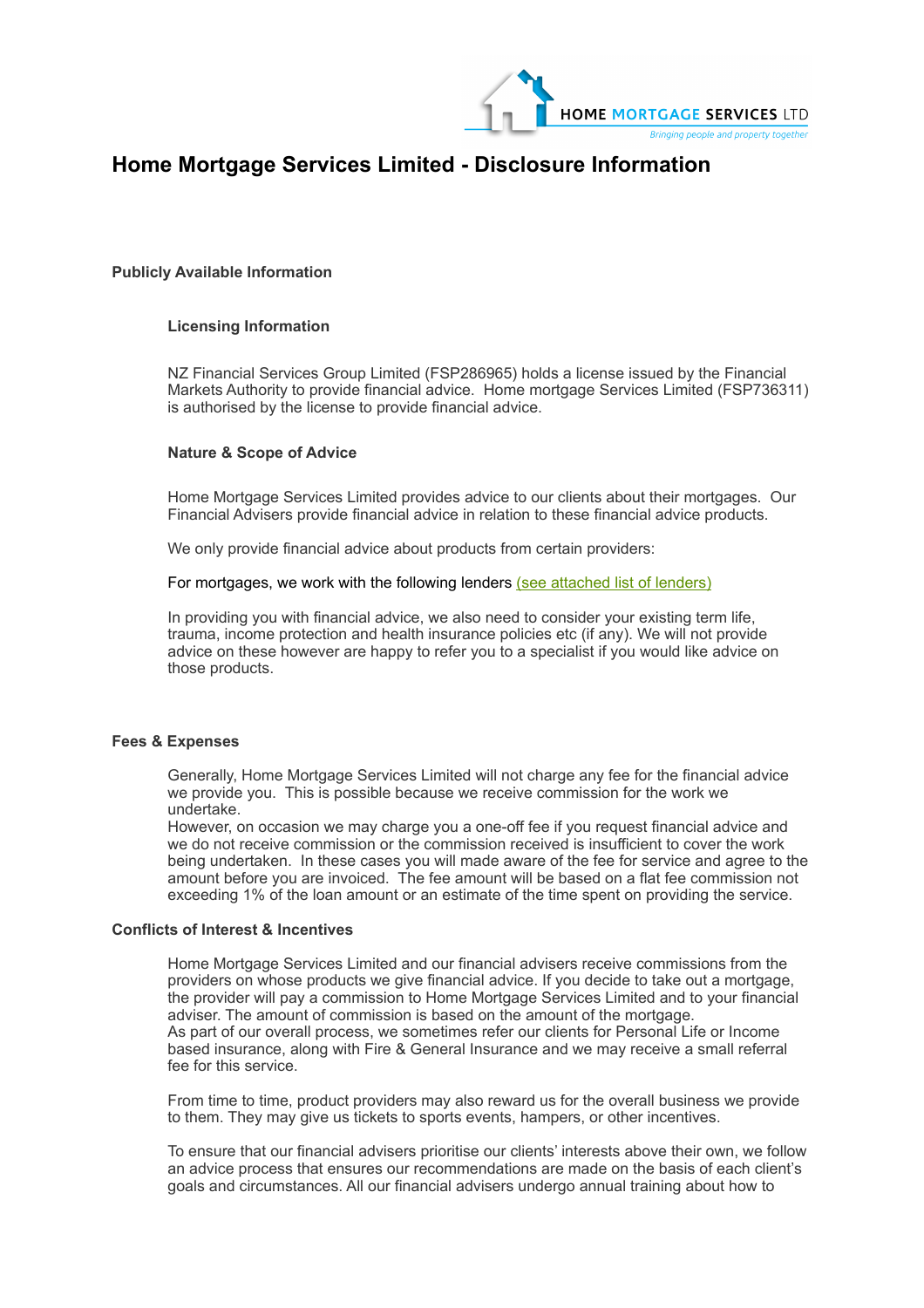HOME MORTGAGE SERVICES LTD

*Bringing people and property together*

# Home Mortgage Services Limited - Disclosure Information

## Publicly Available Information

### Licensing Information

NZ Financial Services Group Limited (FSP286965) holds a license issued by the Financial Markets Authority to provide financial advice. Home mortgage Services Limited (FSP736311) is authorised by the license to provide financial advice.

### Nature & Scope of Advice

Home Mortgage Services Limited provides advice to our clients about their mortgages. Our Financial Advisers provide financial advice in relation to these financial advice products.

We only provide financial advice about products from certain providers:

For mortgages, we work with the following lenders (see attached list of lenders)

In providing you with financial advice, we also need to consider your existing term life, trauma, income protection and health insurance policies etc (if any). We will not provide advice on these however are happy to refer you to a specialist if you would like advice on those products.

## Fees & Expenses

Generally, Home Mortgage Services Limited will not charge any fee for the financial advice we provide you. This is possible because we receive commission for the work we undertake.
However, on occasion we may charge you a one-off fee if you request financial advice and we do not receive commission or the commission received is insufficient to cover the work being undertaken. In these cases you will made aware of the fee for service and agree to the amount before you are invoiced. The fee amount will be based on a flat fee commission not exceeding 1% of the loan amount or an estimate of the time spent on providing the service.

## Conflicts of Interest & Incentives

Home Mortgage Services Limited and our financial advisers receive commissions from the providers on whose products we give financial advice. If you decide to take out a mortgage, the provider will pay a commission to Home Mortgage Services Limited and to your financial adviser. The amount of commission is based on the amount of the mortgage.
As part of our overall process, we sometimes refer our clients for Personal Life or Income based insurance, along with Fire & General Insurance and we may receive a small referral fee for this service.

From time to time, product providers may also reward us for the overall business we provide to them. They may give us tickets to sports events, hampers, or other incentives.

To ensure that our financial advisers prioritise our clients' interests above their own, we follow an advice process that ensures our recommendations are made on the basis of each client's goals and circumstances. All our financial advisers undergo annual training about how to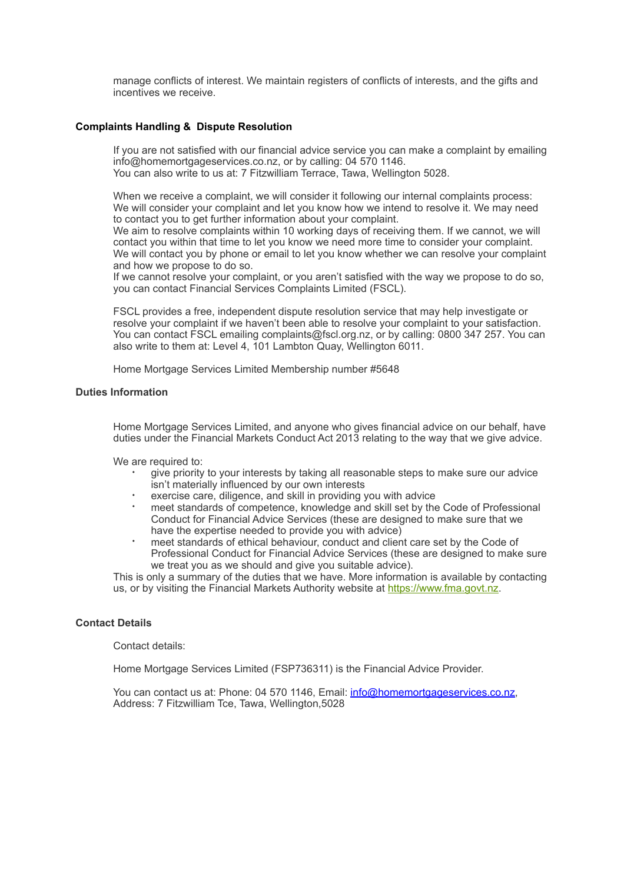manage conflicts of interest. We maintain registers of conflicts of interests, and the gifts and incentives we receive.

## Complaints Handling & Dispute Resolution

If you are not satisfied with our financial advice service you can make a complaint by emailing info@homemortgageservices.co.nz, or by calling: 04 570 1146.
You can also write to us at: 7 Fitzwilliam Terrace, Tawa, Wellington 5028.

When we receive a complaint, we will consider it following our internal complaints process:
We will consider your complaint and let you know how we intend to resolve it. We may need to contact you to get further information about your complaint.
We aim to resolve complaints within 10 working days of receiving them. If we cannot, we will contact you within that time to let you know we need more time to consider your complaint.
We will contact you by phone or email to let you know whether we can resolve your complaint and how we propose to do so.
If we cannot resolve your complaint, or you aren't satisfied with the way we propose to do so, you can contact Financial Services Complaints Limited (FSCL).

FSCL provides a free, independent dispute resolution service that may help investigate or resolve your complaint if we haven't been able to resolve your complaint to your satisfaction. You can contact FSCL emailing complaints@fscl.org.nz, or by calling: 0800 347 257. You can also write to them at: Level 4, 101 Lambton Quay, Wellington 6011.

Home Mortgage Services Limited Membership number #5648

## Duties Information

Home Mortgage Services Limited, and anyone who gives financial advice on our behalf, have duties under the Financial Markets Conduct Act 2013 relating to the way that we give advice.

We are required to:

- give priority to your interests by taking all reasonable steps to make sure our advice isn't materially influenced by our own interests
- exercise care, diligence, and skill in providing you with advice
- meet standards of competence, knowledge and skill set by the Code of Professional Conduct for Financial Advice Services (these are designed to make sure that we have the expertise needed to provide you with advice)
- meet standards of ethical behaviour, conduct and client care set by the Code of Professional Conduct for Financial Advice Services (these are designed to make sure we treat you as we should and give you suitable advice).

This is only a summary of the duties that we have. More information is available by contacting us, or by visiting the Financial Markets Authority website at https://www.fma.govt.nz.

## Contact Details

Contact details:

Home Mortgage Services Limited (FSP736311) is the Financial Advice Provider.

You can contact us at: Phone: 04 570 1146, Email: info@homemortgageservices.co.nz, Address: 7 Fitzwilliam Tce, Tawa, Wellington,5028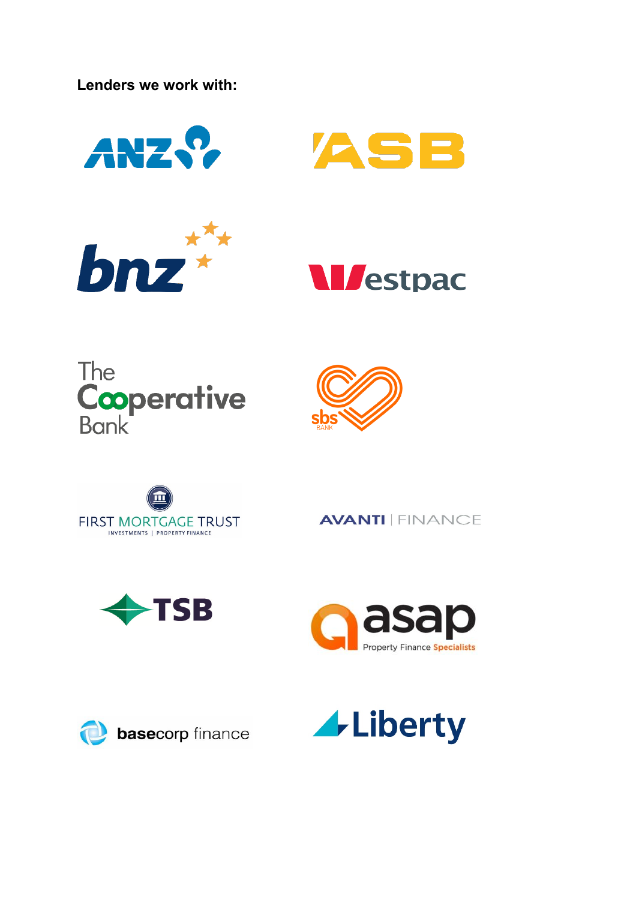**Lenders we work with:**

ANZ

ASB

bnz

Westpac

The Co-operative Bank

sbs BANK

FIRST MORTGAGE TRUST
INVESTMENTS | PROPERTY FINANCE

AVANTI | FINANCE

TSB

asap
Property Finance Specialists

basecorp finance

Liberty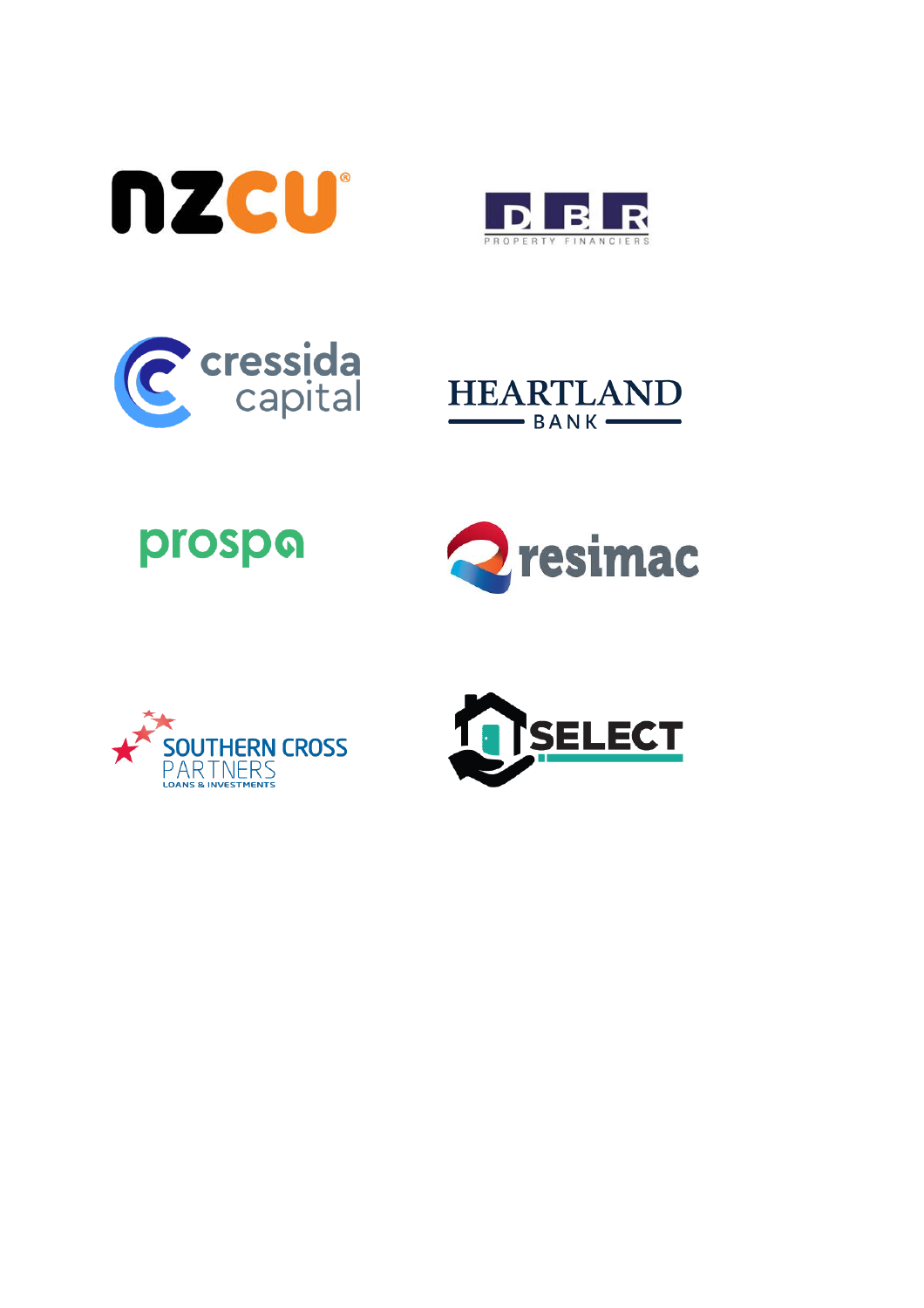nzcu®

DBR
PROPERTY FINANCIERS

cressida capital

HEARTLAND
BANK

prospa

resimac

SOUTHERN CROSS
PARTNERS
LOANS & INVESTMENTS

SELECT